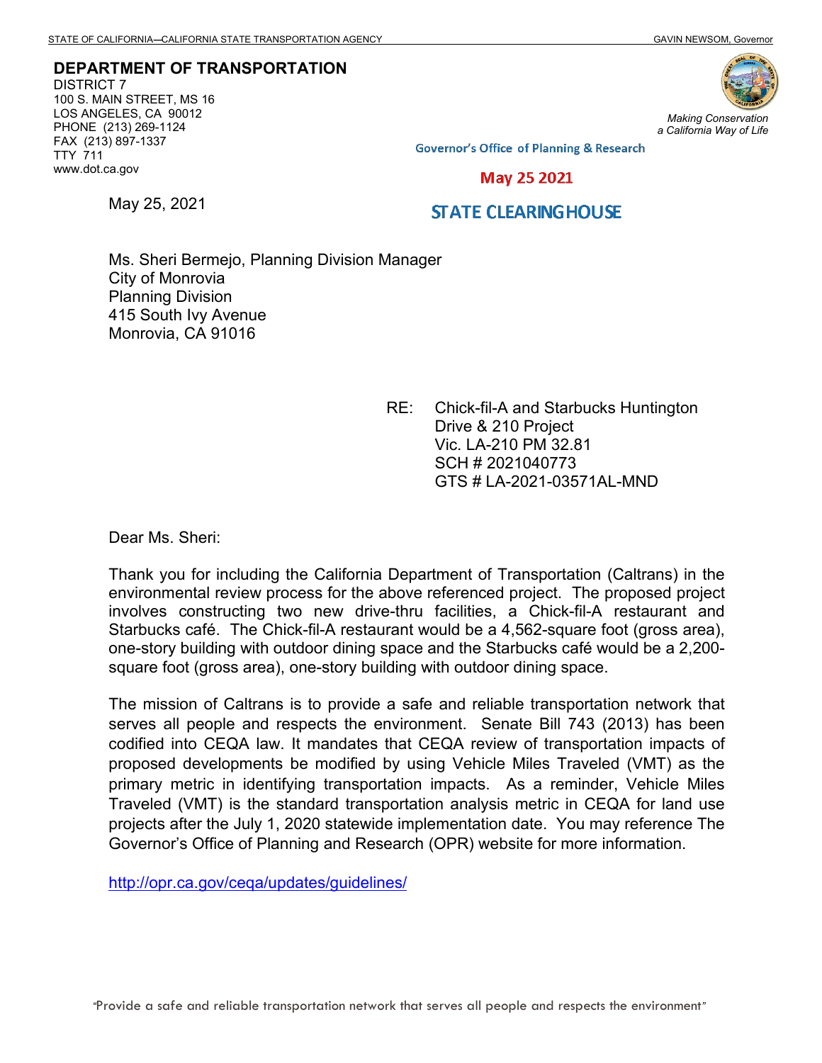STATE OF CALIFORNIA—CALIFORNIA STATE TRANSPORTATION AGENCY GAVIN NEWSOM, Governor

**DEPARTMENT OF TRANSPORTATION**
DISTRICT 7
100 S. MAIN STREET, MS 16
LOS ANGELES, CA 90012
PHONE (213) 269-1124
FAX (213) 897-1337
TTY 711
www.dot.ca.gov

*Making Conservation a California Way of Life*

Governor's Office of Planning & Research

May 25 2021

STATE CLEARINGHOUSE

May 25, 2021

Ms. Sheri Bermejo, Planning Division Manager
City of Monrovia
Planning Division
415 South Ivy Avenue
Monrovia, CA 91016

RE: Chick-fil-A and Starbucks Huntington Drive & 210 Project
Vic. LA-210 PM 32.81
SCH # 2021040773
GTS # LA-2021-03571AL-MND

Dear Ms. Sheri:

Thank you for including the California Department of Transportation (Caltrans) in the environmental review process for the above referenced project. The proposed project involves constructing two new drive-thru facilities, a Chick-fil-A restaurant and Starbucks café. The Chick-fil-A restaurant would be a 4,562-square foot (gross area), one-story building with outdoor dining space and the Starbucks café would be a 2,200-square foot (gross area), one-story building with outdoor dining space.

The mission of Caltrans is to provide a safe and reliable transportation network that serves all people and respects the environment. Senate Bill 743 (2013) has been codified into CEQA law. It mandates that CEQA review of transportation impacts of proposed developments be modified by using Vehicle Miles Traveled (VMT) as the primary metric in identifying transportation impacts. As a reminder, Vehicle Miles Traveled (VMT) is the standard transportation analysis metric in CEQA for land use projects after the July 1, 2020 statewide implementation date. You may reference The Governor's Office of Planning and Research (OPR) website for more information.

http://opr.ca.gov/ceqa/updates/guidelines/

"Provide a safe and reliable transportation network that serves all people and respects the environment"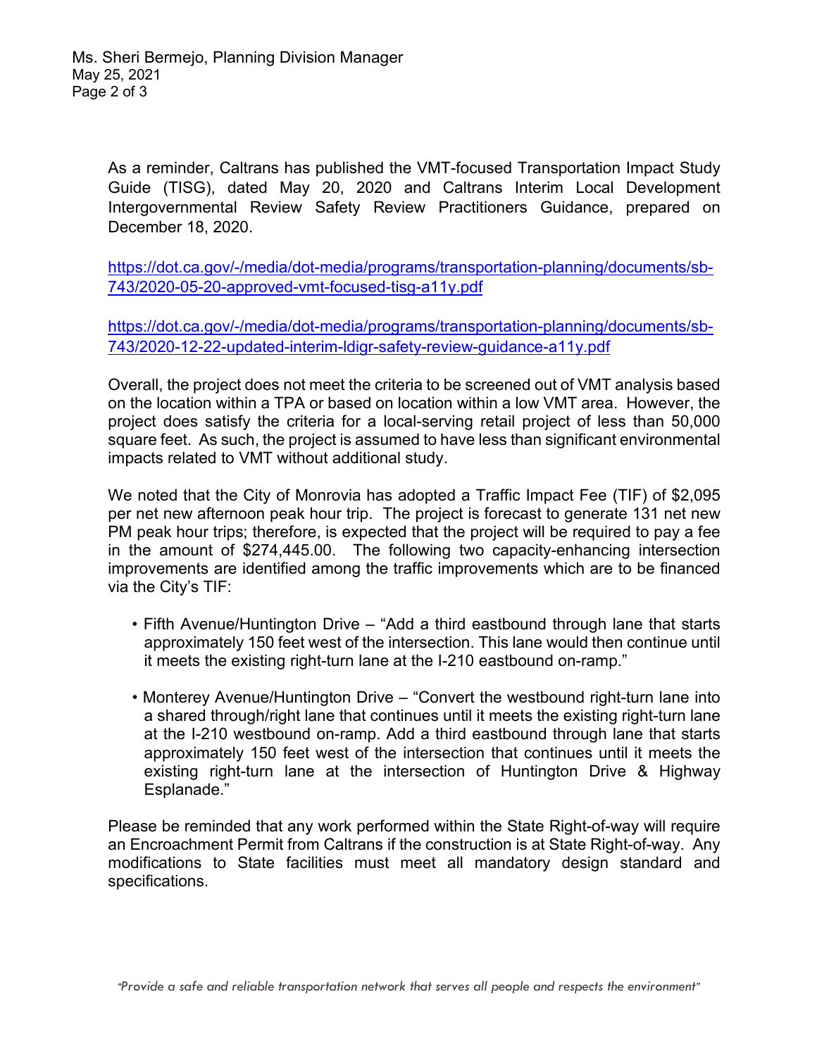As a reminder, Caltrans has published the VMT-focused Transportation Impact Study Guide (TISG), dated May 20, 2020 and Caltrans Interim Local Development Intergovernmental Review Safety Review Practitioners Guidance, prepared on December 18, 2020.

https://dot.ca.gov/-/media/dot-media/programs/transportation-planning/documents/sb-743/2020-05-20-approved-vmt-focused-tisg-a11y.pdf

https://dot.ca.gov/-/media/dot-media/programs/transportation-planning/documents/sb-743/2020-12-22-updated-interim-ldigr-safety-review-guidance-a11y.pdf

Overall, the project does not meet the criteria to be screened out of VMT analysis based on the location within a TPA or based on location within a low VMT area. However, the project does satisfy the criteria for a local-serving retail project of less than 50,000 square feet. As such, the project is assumed to have less than significant environmental impacts related to VMT without additional study.

We noted that the City of Monrovia has adopted a Traffic Impact Fee (TIF) of $2,095 per net new afternoon peak hour trip. The project is forecast to generate 131 net new PM peak hour trips; therefore, is expected that the project will be required to pay a fee in the amount of $274,445.00. The following two capacity-enhancing intersection improvements are identified among the traffic improvements which are to be financed via the City's TIF:

- Fifth Avenue/Huntington Drive – "Add a third eastbound through lane that starts approximately 150 feet west of the intersection. This lane would then continue until it meets the existing right-turn lane at the I-210 eastbound on-ramp."
- Monterey Avenue/Huntington Drive – "Convert the westbound right-turn lane into a shared through/right lane that continues until it meets the existing right-turn lane at the I-210 westbound on-ramp. Add a third eastbound through lane that starts approximately 150 feet west of the intersection that continues until it meets the existing right-turn lane at the intersection of Huntington Drive & Highway Esplanade."

Please be reminded that any work performed within the State Right-of-way will require an Encroachment Permit from Caltrans if the construction is at State Right-of-way. Any modifications to State facilities must meet all mandatory design standard and specifications.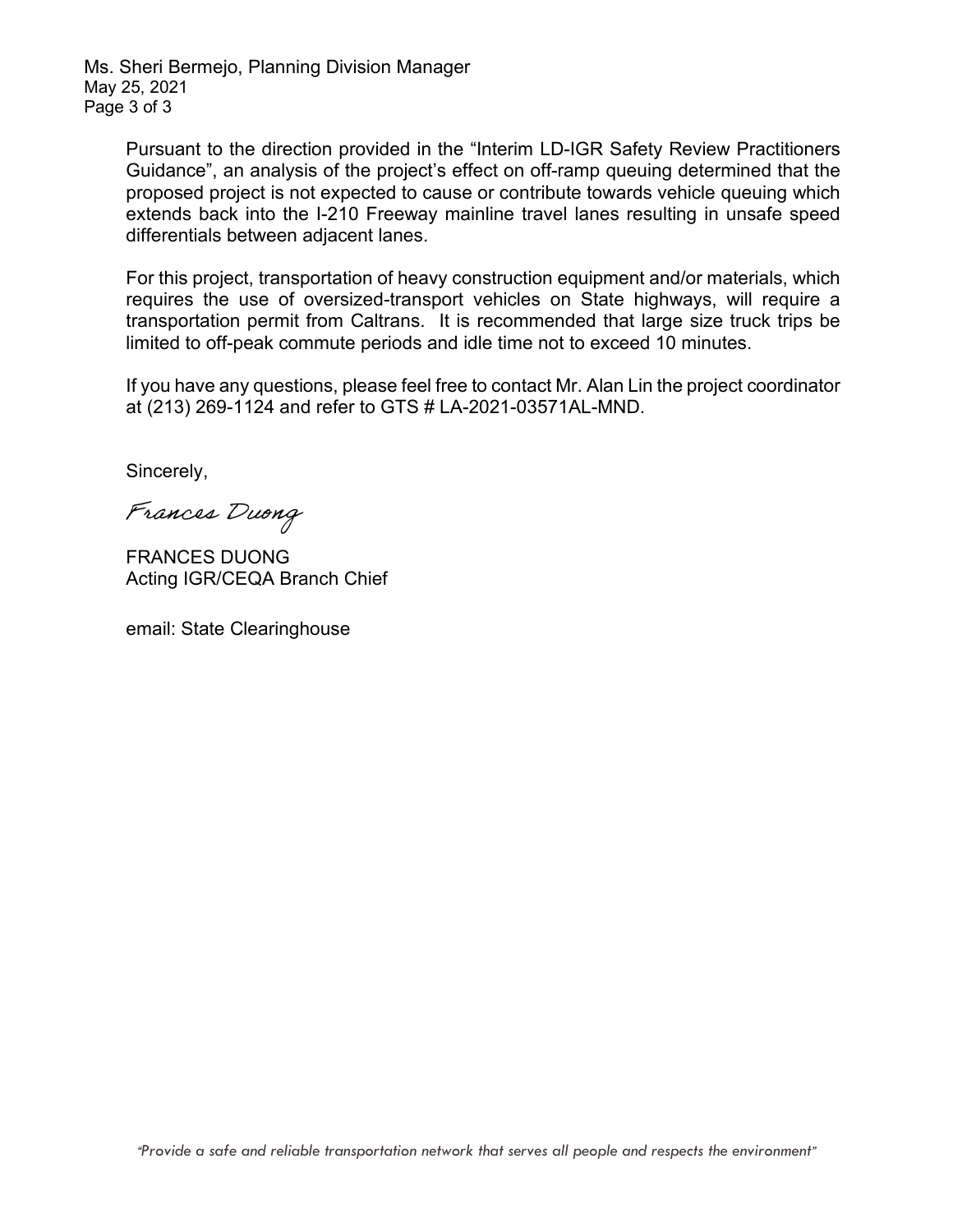Pursuant to the direction provided in the "Interim LD-IGR Safety Review Practitioners Guidance", an analysis of the project's effect on off-ramp queuing determined that the proposed project is not expected to cause or contribute towards vehicle queuing which extends back into the I-210 Freeway mainline travel lanes resulting in unsafe speed differentials between adjacent lanes.

For this project, transportation of heavy construction equipment and/or materials, which requires the use of oversized-transport vehicles on State highways, will require a transportation permit from Caltrans. It is recommended that large size truck trips be limited to off-peak commute periods and idle time not to exceed 10 minutes.

If you have any questions, please feel free to contact Mr. Alan Lin the project coordinator at (213) 269-1124 and refer to GTS # LA-2021-03571AL-MND.

Sincerely,

*Frances Duong*

FRANCES DUONG
Acting IGR/CEQA Branch Chief

email: State Clearinghouse

*"Provide a safe and reliable transportation network that serves all people and respects the environment"*